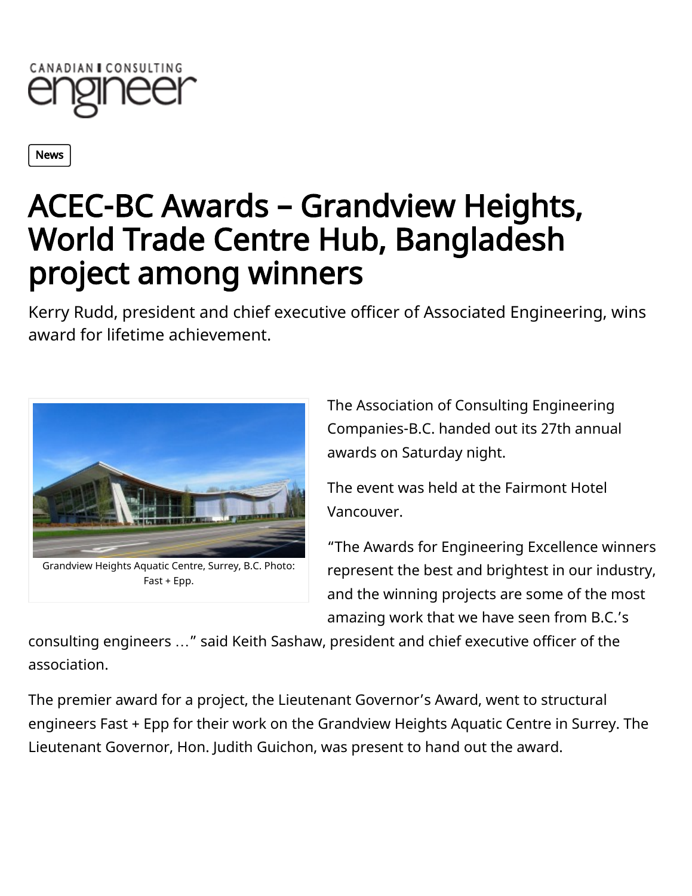News

# ACEC-BC Awards – Grandview Heights, World Trade Centre Hub, Bangladesh project among winners

Kerry Rudd, president and chief executive officer of Associated Engineering, wins award for lifetime achievement.

Grandview Heights Aquatic Centre, Surrey, B.C. Photo: Fast + Epp.

The Association of Consulting Engineering Companies-B.C. handed out its 27th annual awards on Saturday night.

The event was held at the Fairmont Hotel Vancouver.

"The Awards for Engineering Excellence winners represent the best and brightest in our industry, and the winning projects are some of the most amazing work that we have seen from B.C.'s consulting engineers …" said Keith Sashaw, president and chief executive officer of the association.

The premier award for a project, the Lieutenant Governor's Award, went to structural engineers Fast + Epp for their work on the Grandview Heights Aquatic Centre in Surrey. The Lieutenant Governor, Hon. Judith Guichon, was present to hand out the award.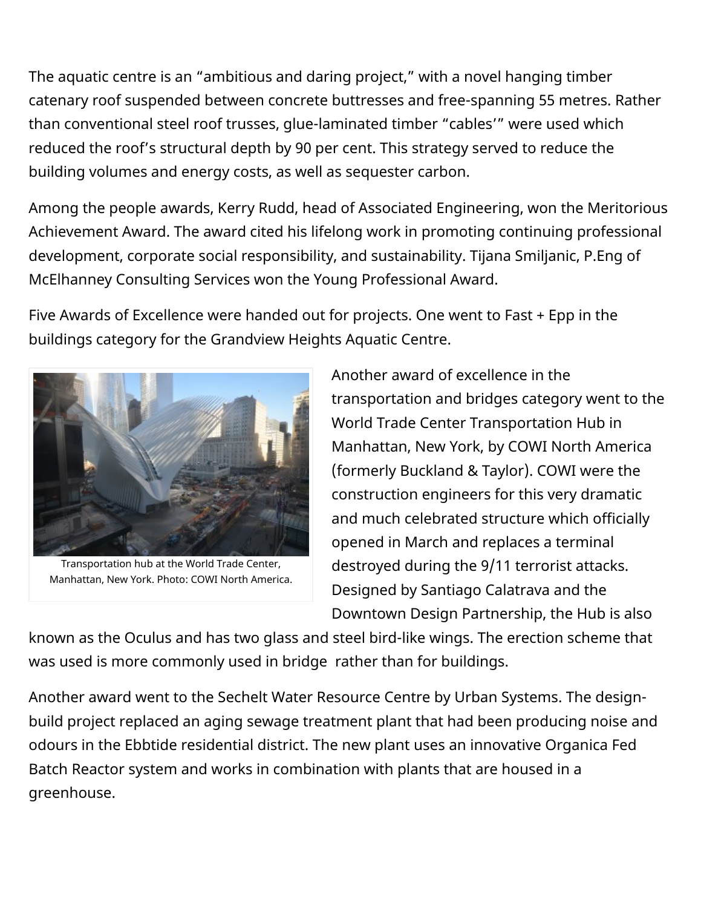The aquatic centre is an "ambitious and daring project," with a novel hanging timber catenary roof suspended between concrete buttresses and free-spanning 55 metres. Rather than conventional steel roof trusses, glue-laminated timber "cables'" were used which reduced the roof's structural depth by 90 per cent. This strategy served to reduce the building volumes and energy costs, as well as sequester carbon.

Among the people awards, Kerry Rudd, head of Associated Engineering, won the Meritorious Achievement Award. The award cited his lifelong work in promoting continuing professional development, corporate social responsibility, and sustainability. Tijana Smiljanic, P.Eng of McElhanney Consulting Services won the Young Professional Award.

Five Awards of Excellence were handed out for projects. One went to Fast + Epp in the buildings category for the Grandview Heights Aquatic Centre.

Transportation hub at the World Trade Center, Manhattan, New York. Photo: COWI North America.

Another award of excellence in the transportation and bridges category went to the World Trade Center Transportation Hub in Manhattan, New York, by COWI North America (formerly Buckland & Taylor). COWI were the construction engineers for this very dramatic and much celebrated structure which officially opened in March and replaces a terminal destroyed during the 9/11 terrorist attacks. Designed by Santiago Calatrava and the Downtown Design Partnership, the Hub is also known as the Oculus and has two glass and steel bird-like wings. The erection scheme that was used is more commonly used in bridge rather than for buildings.

Another award went to the Sechelt Water Resource Centre by Urban Systems. The design-build project replaced an aging sewage treatment plant that had been producing noise and odours in the Ebbtide residential district. The new plant uses an innovative Organica Fed Batch Reactor system and works in combination with plants that are housed in a greenhouse.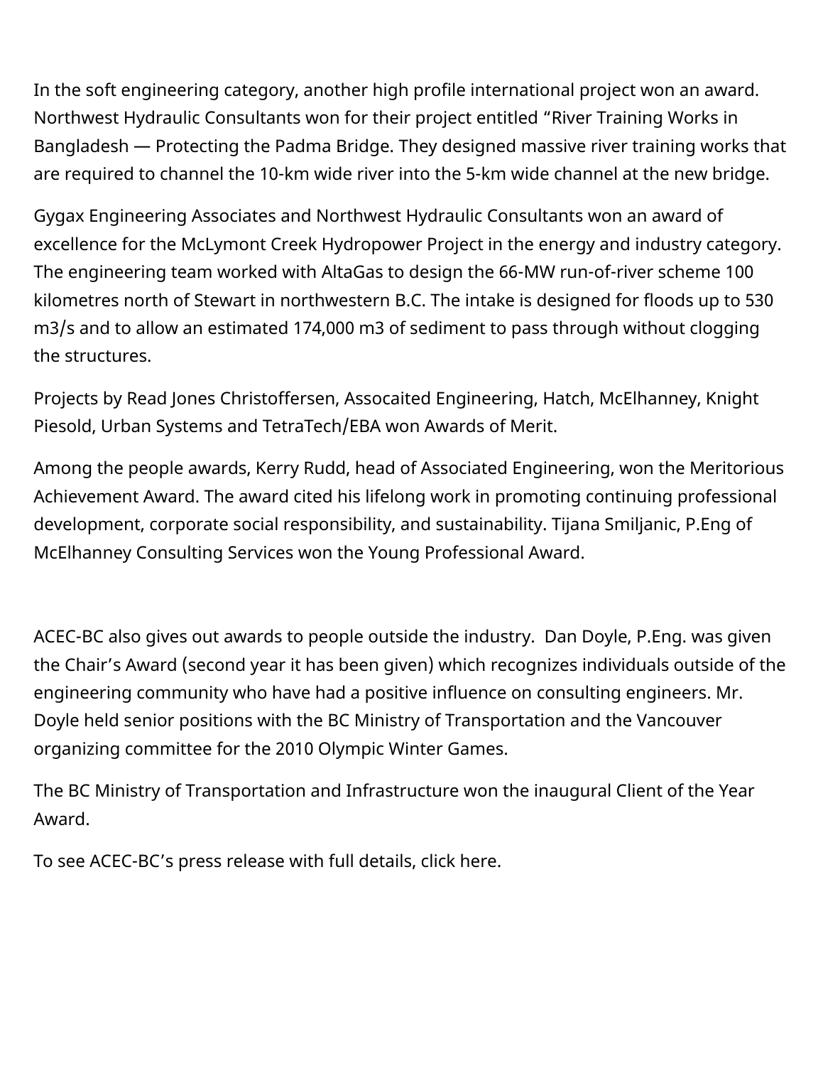In the soft engineering category, another high profile international project won an award. Northwest Hydraulic Consultants won for their project entitled "River Training Works in Bangladesh — Protecting the Padma Bridge. They designed massive river training works that are required to channel the 10-km wide river into the 5-km wide channel at the new bridge.

Gygax Engineering Associates and Northwest Hydraulic Consultants won an award of excellence for the McLymont Creek Hydropower Project in the energy and industry category. The engineering team worked with AltaGas to design the 66-MW run-of-river scheme 100 kilometres north of Stewart in northwestern B.C. The intake is designed for floods up to 530 m3/s and to allow an estimated 174,000 m3 of sediment to pass through without clogging the structures.

Projects by Read Jones Christoffersen, Assocaited Engineering, Hatch, McElhanney, Knight Piesold, Urban Systems and TetraTech/EBA won Awards of Merit.

Among the people awards, Kerry Rudd, head of Associated Engineering, won the Meritorious Achievement Award. The award cited his lifelong work in promoting continuing professional development, corporate social responsibility, and sustainability. Tijana Smiljanic, P.Eng of McElhanney Consulting Services won the Young Professional Award.

ACEC-BC also gives out awards to people outside the industry.  Dan Doyle, P.Eng. was given the Chair's Award (second year it has been given) which recognizes individuals outside of the engineering community who have had a positive influence on consulting engineers. Mr. Doyle held senior positions with the BC Ministry of Transportation and the Vancouver organizing committee for the 2010 Olympic Winter Games.

The BC Ministry of Transportation and Infrastructure won the inaugural Client of the Year Award.

To see ACEC-BC's press release with full details, click here.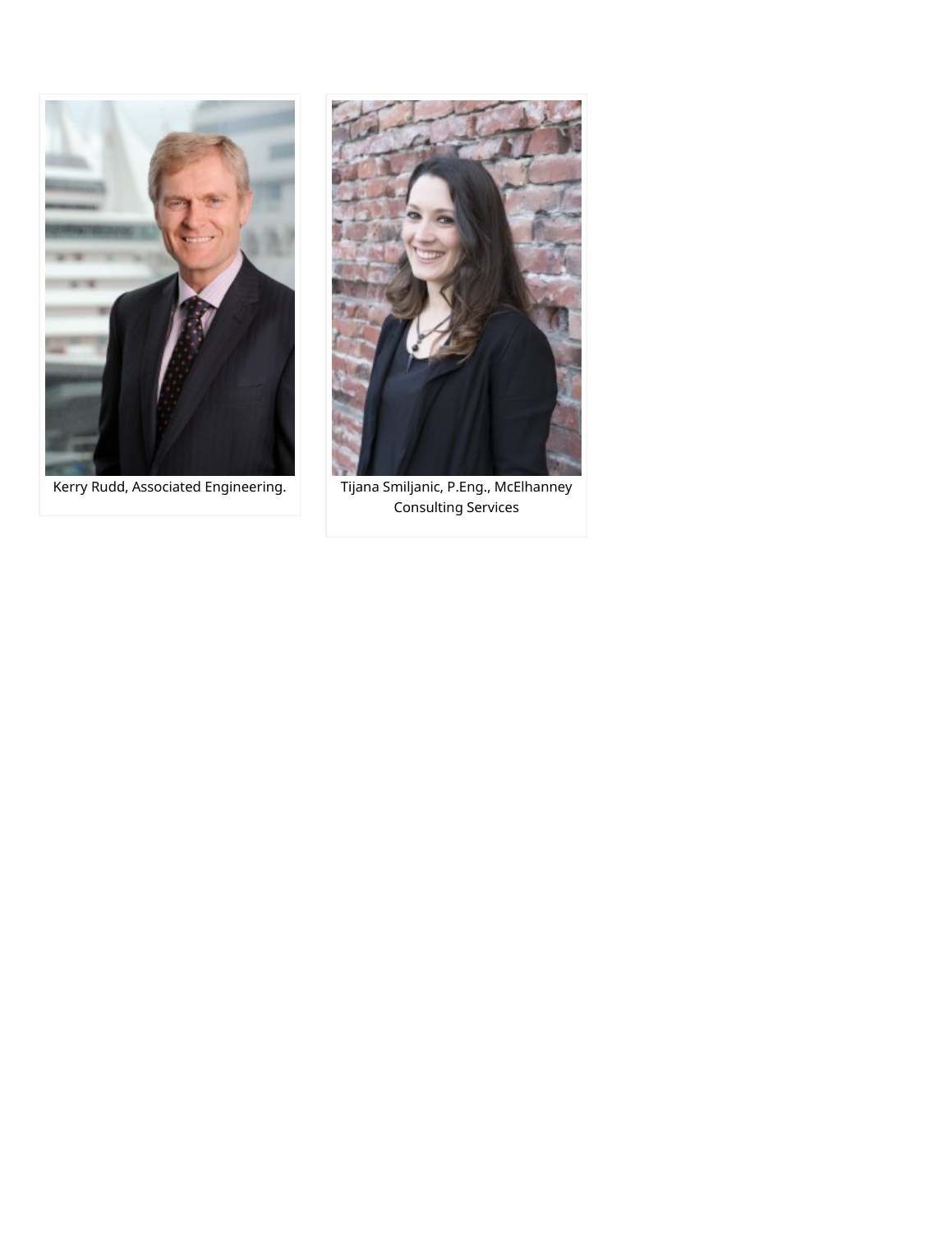Kerry Rudd, Associated Engineering.

Tijana Smiljanic, P.Eng., McElhanney Consulting Services